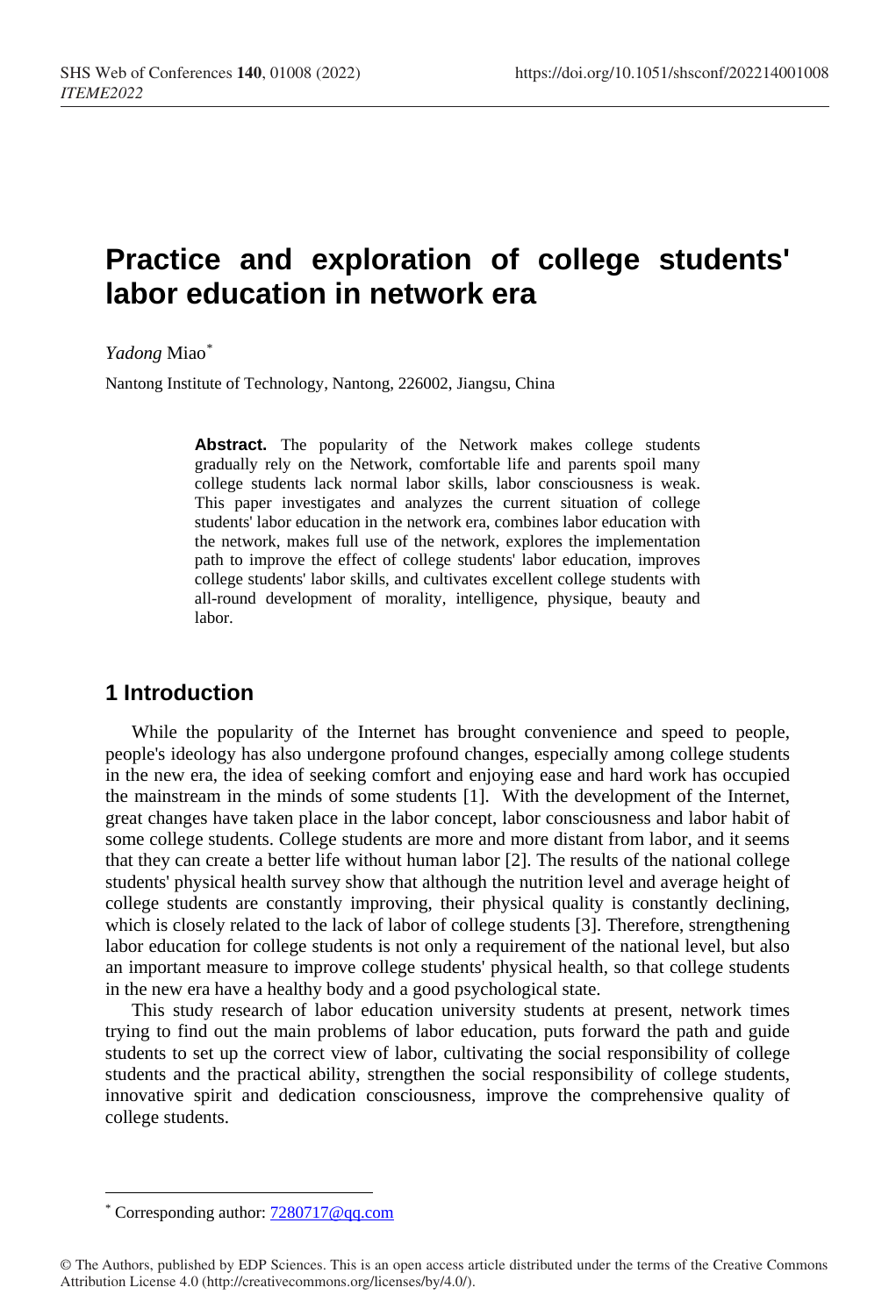# Practice and exploration of college students' labor education in network era

*Yadong* Miao*

Nantong Institute of Technology, Nantong, 226002, Jiangsu, China

**Abstract.** The popularity of the Network makes college students gradually rely on the Network, comfortable life and parents spoil many college students lack normal labor skills, labor consciousness is weak. This paper investigates and analyzes the current situation of college students' labor education in the network era, combines labor education with the network, makes full use of the network, explores the implementation path to improve the effect of college students' labor education, improves college students' labor skills, and cultivates excellent college students with all-round development of morality, intelligence, physique, beauty and labor.

## 1 Introduction

While the popularity of the Internet has brought convenience and speed to people, people's ideology has also undergone profound changes, especially among college students in the new era, the idea of seeking comfort and enjoying ease and hard work has occupied the mainstream in the minds of some students [1]. With the development of the Internet, great changes have taken place in the labor concept, labor consciousness and labor habit of some college students. College students are more and more distant from labor, and it seems that they can create a better life without human labor [2]. The results of the national college students' physical health survey show that although the nutrition level and average height of college students are constantly improving, their physical quality is constantly declining, which is closely related to the lack of labor of college students [3]. Therefore, strengthening labor education for college students is not only a requirement of the national level, but also an important measure to improve college students' physical health, so that college students in the new era have a healthy body and a good psychological state.

This study research of labor education university students at present, network times trying to find out the main problems of labor education, puts forward the path and guide students to set up the correct view of labor, cultivating the social responsibility of college students and the practical ability, strengthen the social responsibility of college students, innovative spirit and dedication consciousness, improve the comprehensive quality of college students.

* Corresponding author: 7280717@qq.com

© The Authors, published by EDP Sciences. This is an open access article distributed under the terms of the Creative Commons Attribution License 4.0 (http://creativecommons.org/licenses/by/4.0/).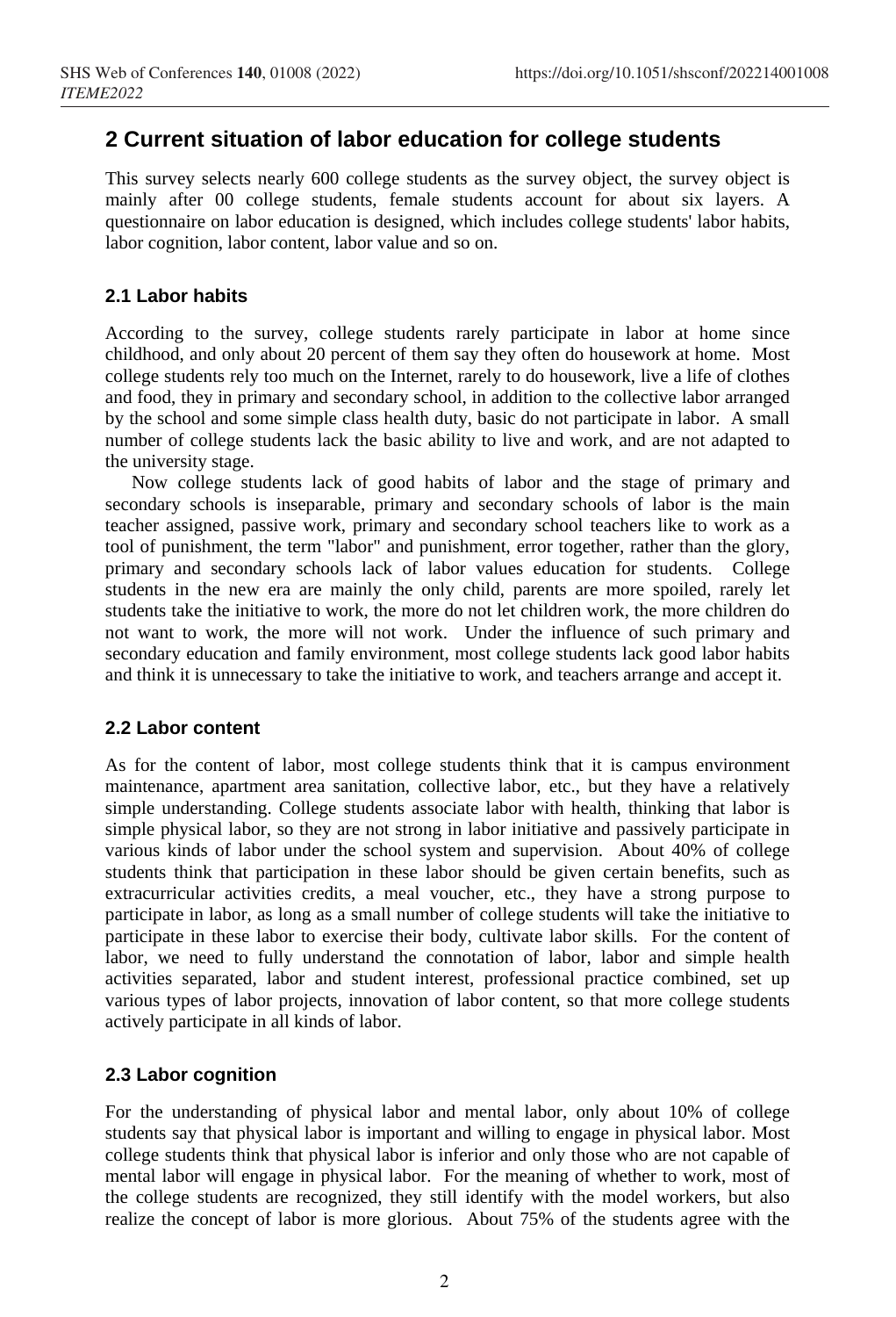## 2 Current situation of labor education for college students

This survey selects nearly 600 college students as the survey object, the survey object is mainly after 00 college students, female students account for about six layers. A questionnaire on labor education is designed, which includes college students' labor habits, labor cognition, labor content, labor value and so on.

### 2.1 Labor habits

According to the survey, college students rarely participate in labor at home since childhood, and only about 20 percent of them say they often do housework at home. Most college students rely too much on the Internet, rarely to do housework, live a life of clothes and food, they in primary and secondary school, in addition to the collective labor arranged by the school and some simple class health duty, basic do not participate in labor. A small number of college students lack the basic ability to live and work, and are not adapted to the university stage.

Now college students lack of good habits of labor and the stage of primary and secondary schools is inseparable, primary and secondary schools of labor is the main teacher assigned, passive work, primary and secondary school teachers like to work as a tool of punishment, the term "labor" and punishment, error together, rather than the glory, primary and secondary schools lack of labor values education for students. College students in the new era are mainly the only child, parents are more spoiled, rarely let students take the initiative to work, the more do not let children work, the more children do not want to work, the more will not work. Under the influence of such primary and secondary education and family environment, most college students lack good labor habits and think it is unnecessary to take the initiative to work, and teachers arrange and accept it.

### 2.2 Labor content

As for the content of labor, most college students think that it is campus environment maintenance, apartment area sanitation, collective labor, etc., but they have a relatively simple understanding. College students associate labor with health, thinking that labor is simple physical labor, so they are not strong in labor initiative and passively participate in various kinds of labor under the school system and supervision. About 40% of college students think that participation in these labor should be given certain benefits, such as extracurricular activities credits, a meal voucher, etc., they have a strong purpose to participate in labor, as long as a small number of college students will take the initiative to participate in these labor to exercise their body, cultivate labor skills. For the content of labor, we need to fully understand the connotation of labor, labor and simple health activities separated, labor and student interest, professional practice combined, set up various types of labor projects, innovation of labor content, so that more college students actively participate in all kinds of labor.

### 2.3 Labor cognition

For the understanding of physical labor and mental labor, only about 10% of college students say that physical labor is important and willing to engage in physical labor. Most college students think that physical labor is inferior and only those who are not capable of mental labor will engage in physical labor. For the meaning of whether to work, most of the college students are recognized, they still identify with the model workers, but also realize the concept of labor is more glorious. About 75% of the students agree with the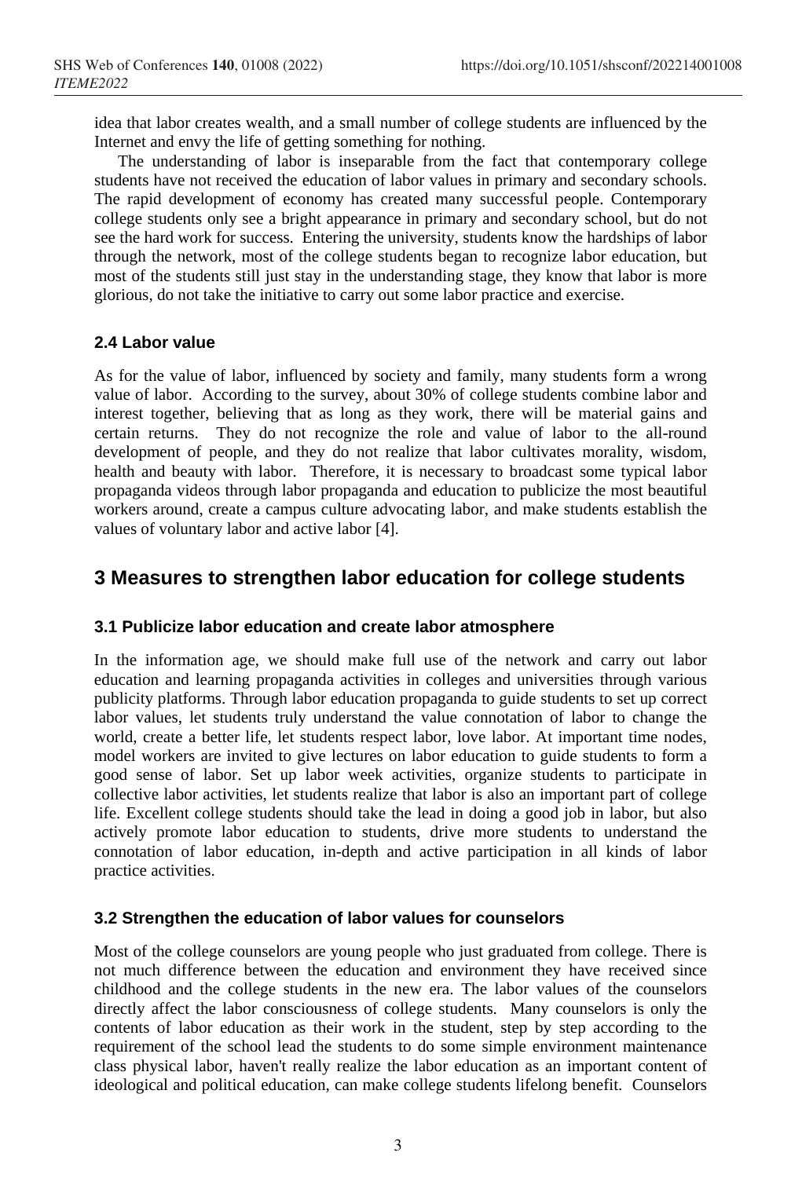idea that labor creates wealth, and a small number of college students are influenced by the Internet and envy the life of getting something for nothing.

The understanding of labor is inseparable from the fact that contemporary college students have not received the education of labor values in primary and secondary schools. The rapid development of economy has created many successful people. Contemporary college students only see a bright appearance in primary and secondary school, but do not see the hard work for success. Entering the university, students know the hardships of labor through the network, most of the college students began to recognize labor education, but most of the students still just stay in the understanding stage, they know that labor is more glorious, do not take the initiative to carry out some labor practice and exercise.

### 2.4 Labor value

As for the value of labor, influenced by society and family, many students form a wrong value of labor. According to the survey, about 30% of college students combine labor and interest together, believing that as long as they work, there will be material gains and certain returns. They do not recognize the role and value of labor to the all-round development of people, and they do not realize that labor cultivates morality, wisdom, health and beauty with labor. Therefore, it is necessary to broadcast some typical labor propaganda videos through labor propaganda and education to publicize the most beautiful workers around, create a campus culture advocating labor, and make students establish the values of voluntary labor and active labor [4].

## 3 Measures to strengthen labor education for college students

### 3.1 Publicize labor education and create labor atmosphere

In the information age, we should make full use of the network and carry out labor education and learning propaganda activities in colleges and universities through various publicity platforms. Through labor education propaganda to guide students to set up correct labor values, let students truly understand the value connotation of labor to change the world, create a better life, let students respect labor, love labor. At important time nodes, model workers are invited to give lectures on labor education to guide students to form a good sense of labor. Set up labor week activities, organize students to participate in collective labor activities, let students realize that labor is also an important part of college life. Excellent college students should take the lead in doing a good job in labor, but also actively promote labor education to students, drive more students to understand the connotation of labor education, in-depth and active participation in all kinds of labor practice activities.

### 3.2 Strengthen the education of labor values for counselors

Most of the college counselors are young people who just graduated from college. There is not much difference between the education and environment they have received since childhood and the college students in the new era. The labor values of the counselors directly affect the labor consciousness of college students. Many counselors is only the contents of labor education as their work in the student, step by step according to the requirement of the school lead the students to do some simple environment maintenance class physical labor, haven't really realize the labor education as an important content of ideological and political education, can make college students lifelong benefit. Counselors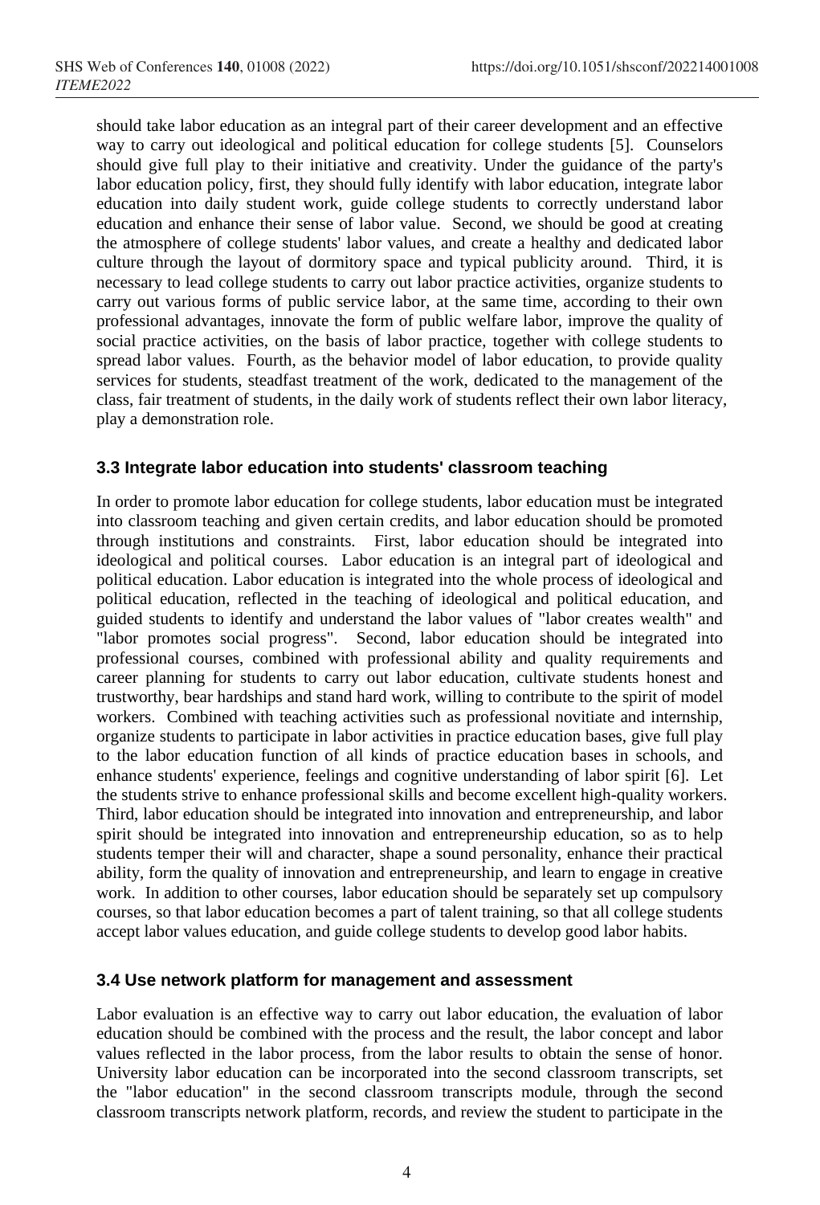should take labor education as an integral part of their career development and an effective way to carry out ideological and political education for college students [5]. Counselors should give full play to their initiative and creativity. Under the guidance of the party's labor education policy, first, they should fully identify with labor education, integrate labor education into daily student work, guide college students to correctly understand labor education and enhance their sense of labor value. Second, we should be good at creating the atmosphere of college students' labor values, and create a healthy and dedicated labor culture through the layout of dormitory space and typical publicity around. Third, it is necessary to lead college students to carry out labor practice activities, organize students to carry out various forms of public service labor, at the same time, according to their own professional advantages, innovate the form of public welfare labor, improve the quality of social practice activities, on the basis of labor practice, together with college students to spread labor values. Fourth, as the behavior model of labor education, to provide quality services for students, steadfast treatment of the work, dedicated to the management of the class, fair treatment of students, in the daily work of students reflect their own labor literacy, play a demonstration role.

### 3.3 Integrate labor education into students' classroom teaching

In order to promote labor education for college students, labor education must be integrated into classroom teaching and given certain credits, and labor education should be promoted through institutions and constraints. First, labor education should be integrated into ideological and political courses. Labor education is an integral part of ideological and political education. Labor education is integrated into the whole process of ideological and political education, reflected in the teaching of ideological and political education, and guided students to identify and understand the labor values of "labor creates wealth" and "labor promotes social progress". Second, labor education should be integrated into professional courses, combined with professional ability and quality requirements and career planning for students to carry out labor education, cultivate students honest and trustworthy, bear hardships and stand hard work, willing to contribute to the spirit of model workers. Combined with teaching activities such as professional novitiate and internship, organize students to participate in labor activities in practice education bases, give full play to the labor education function of all kinds of practice education bases in schools, and enhance students' experience, feelings and cognitive understanding of labor spirit [6]. Let the students strive to enhance professional skills and become excellent high-quality workers. Third, labor education should be integrated into innovation and entrepreneurship, and labor spirit should be integrated into innovation and entrepreneurship education, so as to help students temper their will and character, shape a sound personality, enhance their practical ability, form the quality of innovation and entrepreneurship, and learn to engage in creative work. In addition to other courses, labor education should be separately set up compulsory courses, so that labor education becomes a part of talent training, so that all college students accept labor values education, and guide college students to develop good labor habits.

### 3.4 Use network platform for management and assessment

Labor evaluation is an effective way to carry out labor education, the evaluation of labor education should be combined with the process and the result, the labor concept and labor values reflected in the labor process, from the labor results to obtain the sense of honor. University labor education can be incorporated into the second classroom transcripts, set the "labor education" in the second classroom transcripts module, through the second classroom transcripts network platform, records, and review the student to participate in the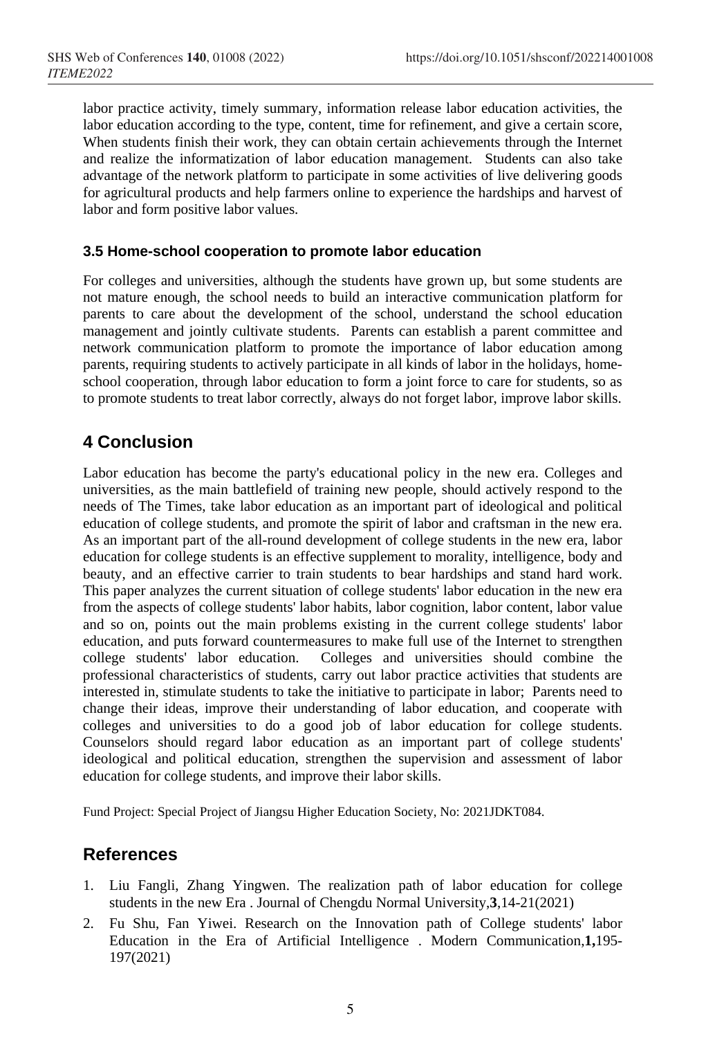labor practice activity, timely summary, information release labor education activities, the labor education according to the type, content, time for refinement, and give a certain score, When students finish their work, they can obtain certain achievements through the Internet and realize the informatization of labor education management. Students can also take advantage of the network platform to participate in some activities of live delivering goods for agricultural products and help farmers online to experience the hardships and harvest of labor and form positive labor values.

### 3.5 Home-school cooperation to promote labor education

For colleges and universities, although the students have grown up, but some students are not mature enough, the school needs to build an interactive communication platform for parents to care about the development of the school, understand the school education management and jointly cultivate students. Parents can establish a parent committee and network communication platform to promote the importance of labor education among parents, requiring students to actively participate in all kinds of labor in the holidays, home-school cooperation, through labor education to form a joint force to care for students, so as to promote students to treat labor correctly, always do not forget labor, improve labor skills.

## 4 Conclusion

Labor education has become the party's educational policy in the new era. Colleges and universities, as the main battlefield of training new people, should actively respond to the needs of The Times, take labor education as an important part of ideological and political education of college students, and promote the spirit of labor and craftsman in the new era. As an important part of the all-round development of college students in the new era, labor education for college students is an effective supplement to morality, intelligence, body and beauty, and an effective carrier to train students to bear hardships and stand hard work. This paper analyzes the current situation of college students' labor education in the new era from the aspects of college students' labor habits, labor cognition, labor content, labor value and so on, points out the main problems existing in the current college students' labor education, and puts forward countermeasures to make full use of the Internet to strengthen college students' labor education. Colleges and universities should combine the professional characteristics of students, carry out labor practice activities that students are interested in, stimulate students to take the initiative to participate in labor; Parents need to change their ideas, improve their understanding of labor education, and cooperate with colleges and universities to do a good job of labor education for college students. Counselors should regard labor education as an important part of college students' ideological and political education, strengthen the supervision and assessment of labor education for college students, and improve their labor skills.

Fund Project: Special Project of Jiangsu Higher Education Society, No: 2021JDKT084.

## References

1. Liu Fangli, Zhang Yingwen. The realization path of labor education for college students in the new Era . Journal of Chengdu Normal University,**3**,14-21(2021)
2. Fu Shu, Fan Yiwei. Research on the Innovation path of College students' labor Education in the Era of Artificial Intelligence . Modern Communication,**1,**195-197(2021)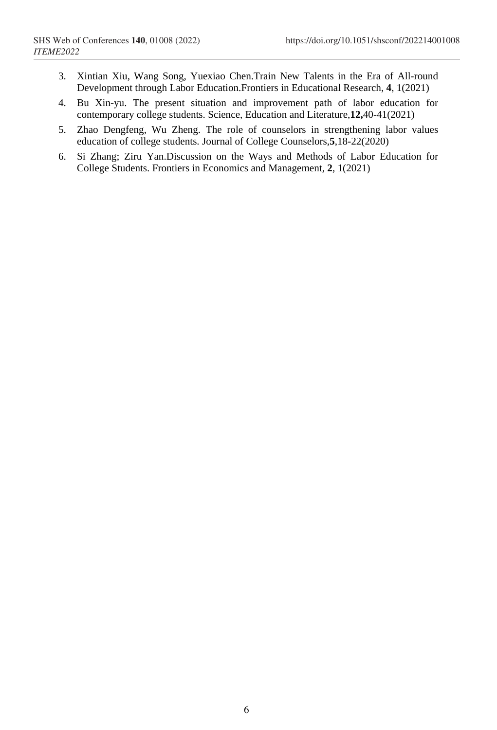3. Xintian Xiu, Wang Song, Yuexiao Chen.Train New Talents in the Era of All-round Development through Labor Education.Frontiers in Educational Research, **4**, 1(2021)
4. Bu Xin-yu. The present situation and improvement path of labor education for contemporary college students. Science, Education and Literature,**12,**40-41(2021)
5. Zhao Dengfeng, Wu Zheng. The role of counselors in strengthening labor values education of college students. Journal of College Counselors,**5**,18-22(2020)
6. Si Zhang; Ziru Yan.Discussion on the Ways and Methods of Labor Education for College Students. Frontiers in Economics and Management, **2**, 1(2021)